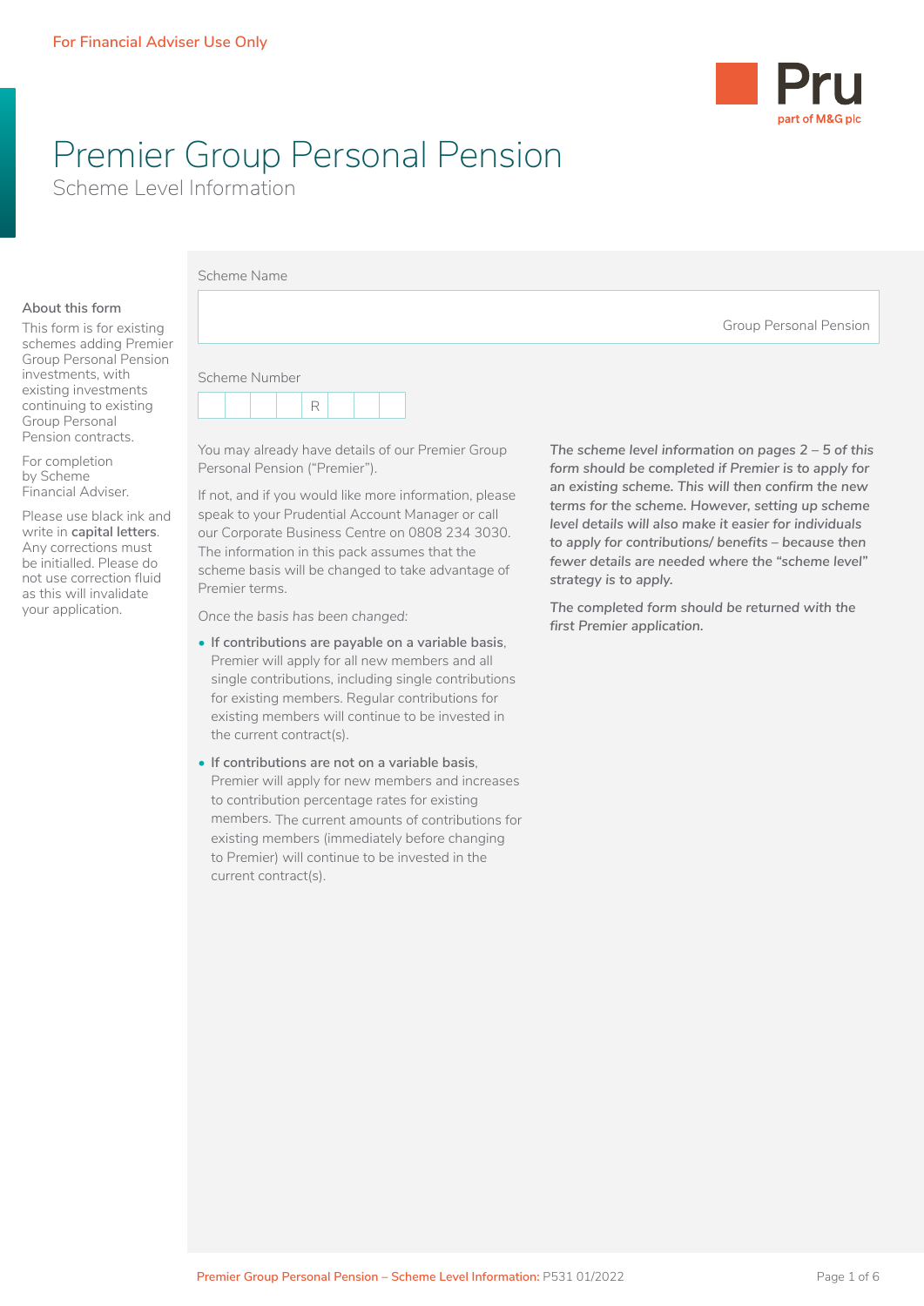For Financial Adviser Use Only

# Premier Group Personal Pension

## Scheme Level Information

### About this form

This form is for existing schemes adding Premier Group Personal Pension investments, with existing investments continuing to existing Group Personal Pension contracts.

For completion by Scheme Financial Adviser.

Please use black ink and write in **capital letters**. Any corrections must be initialled. Please do not use correction fluid as this will invalidate your application.

Scheme Name

Group Personal Pension

Scheme Number

| | | | | R | | | |
|---|---|---|---|---|---|---|---|

You may already have details of our Premier Group Personal Pension ("Premier").

If not, and if you would like more information, please speak to your Prudential Account Manager or call our Corporate Business Centre on 0808 234 3030. The information in this pack assumes that the scheme basis will be changed to take advantage of Premier terms.

*Once the basis has been changed:*

- If contributions are payable on a variable basis, Premier will apply for all new members and all single contributions, including single contributions for existing members. Regular contributions for existing members will continue to be invested in the current contract(s).
- If contributions are not on a variable basis, Premier will apply for new members and increases to contribution percentage rates for existing members. The current amounts of contributions for existing members (immediately before changing to Premier) will continue to be invested in the current contract(s).

*The scheme level information on pages 2 – 5 of this form should be completed if Premier is to apply for an existing scheme. This will then confirm the new terms for the scheme. However, setting up scheme level details will also make it easier for individuals to apply for contributions/ benefits – because then fewer details are needed where the "scheme level" strategy is to apply.*

*The completed form should be returned with the first Premier application.*

Premier Group Personal Pension – Scheme Level Information: P531 01/2022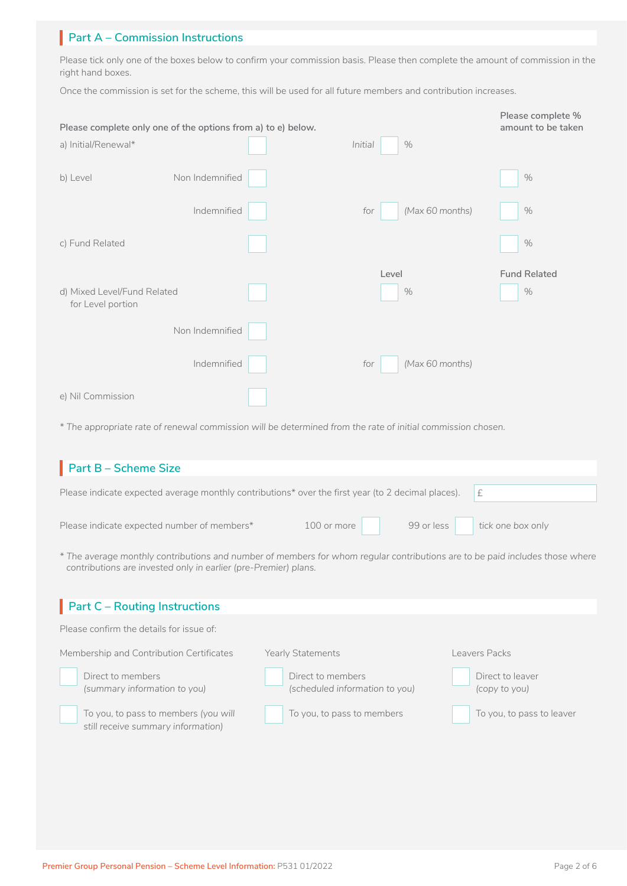## Part A – Commission Instructions

Please tick only one of the boxes below to confirm your commission basis. Please then complete the amount of commission in the right hand boxes.

Once the commission is set for the scheme, this will be used for all future members and contribution increases.

| **Please complete only one of the options from a) to e) below.** | | | | **Please complete % amount to be taken** |
|---|---|---|---|---|
| a) Initial/Renewal* | | ☐ | *Initial* ☐ % | |
| b) Level | Non Indemnified | ☐ | | ☐ % |
| | Indemnified | ☐ | for ☐ *(Max 60 months)* | ☐ % |
| c) Fund Related | | ☐ | | ☐ % |
| | | | **Level** | **Fund Related** |
| d) Mixed Level/Fund Related for Level portion | | ☐ | ☐ % | ☐ % |
| | Non Indemnified | ☐ | | |
| | Indemnified | ☐ | for ☐ *(Max 60 months)* | |
| e) Nil Commission | | ☐ | | |

*\* The appropriate rate of renewal commission will be determined from the rate of initial commission chosen.*

## Part B – Scheme Size

Please indicate expected average monthly contributions* over the first year (to 2 decimal places). £

Please indicate expected number of members* 100 or more ☐ 99 or less ☐ *tick one box only*

*\* The average monthly contributions and number of members for whom regular contributions are to be paid includes those where contributions are invested only in earlier (pre-Premier) plans.*

## Part C – Routing Instructions

Please confirm the details for issue of:

| Membership and Contribution Certificates | Yearly Statements | Leavers Packs |
|---|---|---|
| ☐ Direct to members *(summary information to you)* | ☐ Direct to members *(scheduled information to you)* | ☐ Direct to leaver *(copy to you)* |
| ☐ To you, to pass to members *(you will still receive summary information)* | ☐ To you, to pass to members | ☐ To you, to pass to leaver |

Premier Group Personal Pension – Scheme Level Information: P531 01/2022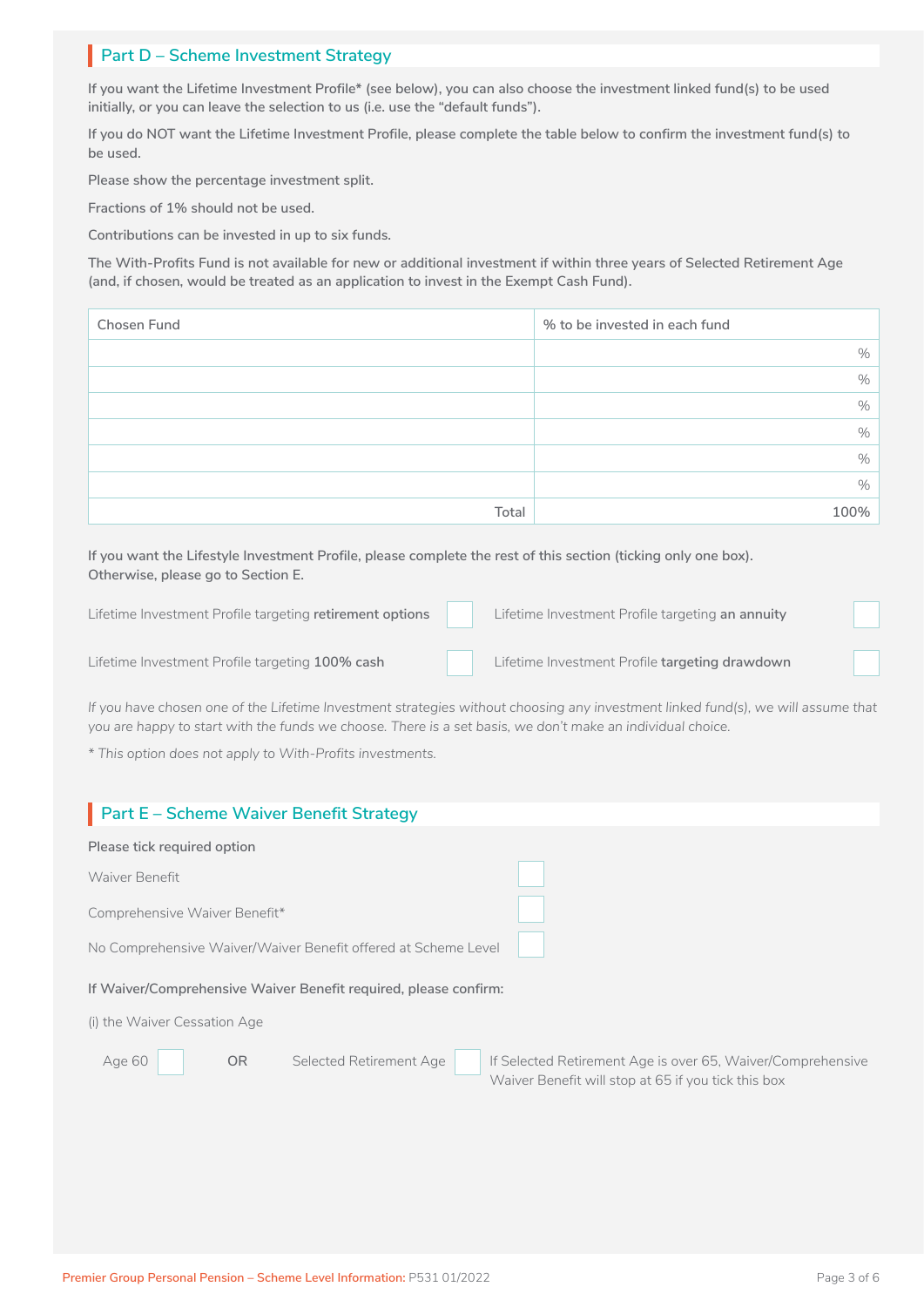## Part D – Scheme Investment Strategy

If you want the Lifetime Investment Profile* (see below), you can also choose the investment linked fund(s) to be used initially, or you can leave the selection to us (i.e. use the “default funds”).

If you do NOT want the Lifetime Investment Profile, please complete the table below to confirm the investment fund(s) to be used.

Please show the percentage investment split.

Fractions of 1% should not be used.

Contributions can be invested in up to six funds.

The With-Profits Fund is not available for new or additional investment if within three years of Selected Retirement Age (and, if chosen, would be treated as an application to invest in the Exempt Cash Fund).

| Chosen Fund | % to be invested in each fund |
|---|---|
| | % |
| | % |
| | % |
| | % |
| | % |
| | % |
| Total | 100% |

If you want the Lifestyle Investment Profile, please complete the rest of this section (ticking only one box). Otherwise, please go to Section E.

- Lifetime Investment Profile targeting **retirement options** ☐
- Lifetime Investment Profile targeting **an annuity** ☐
- Lifetime Investment Profile targeting **100% cash** ☐
- Lifetime Investment Profile **targeting drawdown** ☐

*If you have chosen one of the Lifetime Investment strategies without choosing any investment linked fund(s), we will assume that you are happy to start with the funds we choose. There is a set basis, we don't make an individual choice.*

** This option does not apply to With-Profits investments.*

## Part E – Scheme Waiver Benefit Strategy

Please tick required option

- Waiver Benefit ☐
- Comprehensive Waiver Benefit* ☐
- No Comprehensive Waiver/Waiver Benefit offered at Scheme Level ☐

**If Waiver/Comprehensive Waiver Benefit required, please confirm:**

(i) the Waiver Cessation Age

Age 60 ☐ OR Selected Retirement Age ☐ If Selected Retirement Age is over 65, Waiver/Comprehensive Waiver Benefit will stop at 65 if you tick this box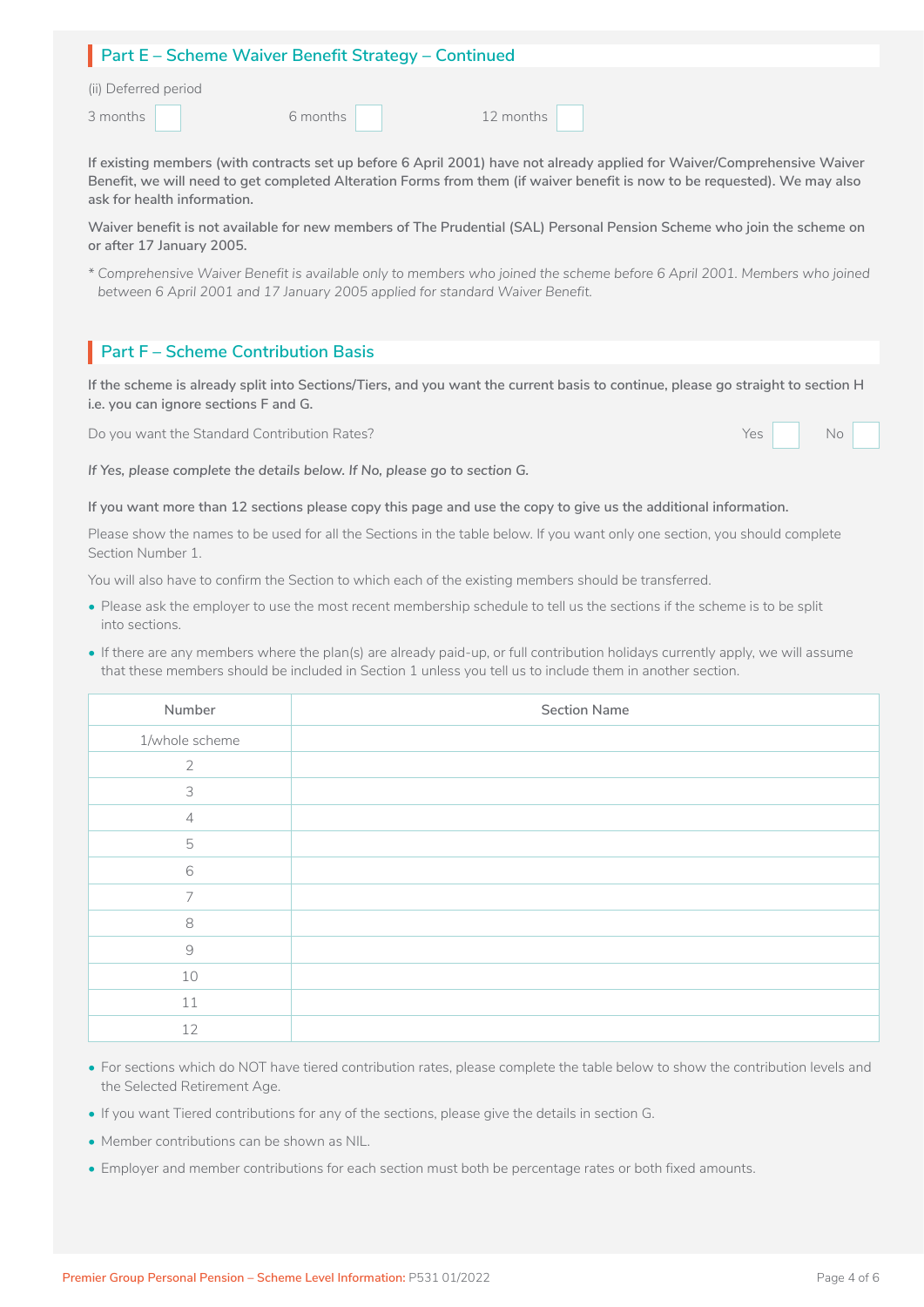## Part E – Scheme Waiver Benefit Strategy – Continued

(ii) Deferred period

3 months ☐ 6 months ☐ 12 months ☐

**If existing members (with contracts set up before 6 April 2001) have not already applied for Waiver/Comprehensive Waiver Benefit, we will need to get completed Alteration Forms from them (if waiver benefit is now to be requested). We may also ask for health information.**

**Waiver benefit is not available for new members of The Prudential (SAL) Personal Pension Scheme who join the scheme on or after 17 January 2005.**

*\* Comprehensive Waiver Benefit is available only to members who joined the scheme before 6 April 2001. Members who joined between 6 April 2001 and 17 January 2005 applied for standard Waiver Benefit.*

## Part F – Scheme Contribution Basis

**If the scheme is already split into Sections/Tiers, and you want the current basis to continue, please go straight to section H i.e. you can ignore sections F and G.**

Do you want the Standard Contribution Rates? Yes ☐ No ☐

***If Yes, please complete the details below. If No, please go to section G.***

**If you want more than 12 sections please copy this page and use the copy to give us the additional information.**

Please show the names to be used for all the Sections in the table below. If you want only one section, you should complete Section Number 1.

You will also have to confirm the Section to which each of the existing members should be transferred.

- Please ask the employer to use the most recent membership schedule to tell us the sections if the scheme is to be split into sections.
- If there are any members where the plan(s) are already paid-up, or full contribution holidays currently apply, we will assume that these members should be included in Section 1 unless you tell us to include them in another section.

| Number | Section Name |
|---|---|
| 1/whole scheme | |
| 2 | |
| 3 | |
| 4 | |
| 5 | |
| 6 | |
| 7 | |
| 8 | |
| 9 | |
| 10 | |
| 11 | |
| 12 | |

- For sections which do NOT have tiered contribution rates, please complete the table below to show the contribution levels and the Selected Retirement Age.
- If you want Tiered contributions for any of the sections, please give the details in section G.
- Member contributions can be shown as NIL.
- Employer and member contributions for each section must both be percentage rates or both fixed amounts.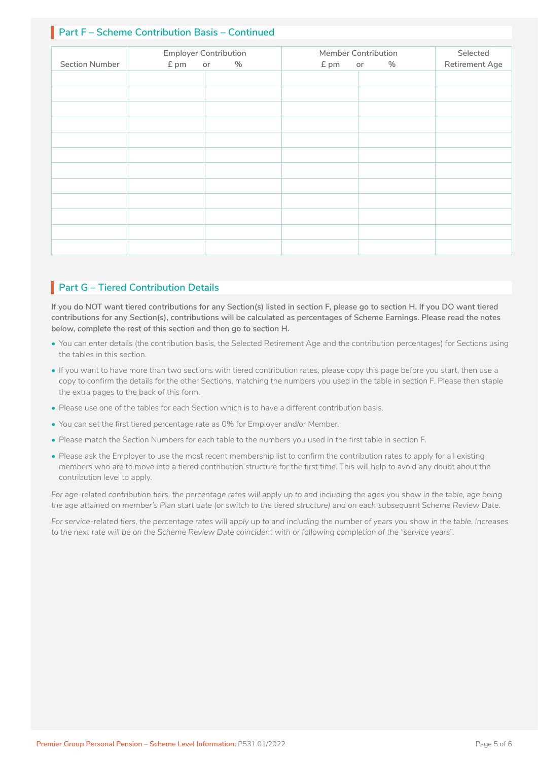## Part F – Scheme Contribution Basis – Continued

| Section Number | Employer Contribution £ pm or | % | Member Contribution £ pm or | % | Selected Retirement Age |
|---|---|---|---|---|---|
| | | | | | |
| | | | | | |
| | | | | | |
| | | | | | |
| | | | | | |
| | | | | | |
| | | | | | |
| | | | | | |
| | | | | | |
| | | | | | |
| | | | | | |
| | | | | | |

## Part G – Tiered Contribution Details

**If you do NOT want tiered contributions for any Section(s) listed in section F, please go to section H. If you DO want tiered contributions for any Section(s), contributions will be calculated as percentages of Scheme Earnings. Please read the notes below, complete the rest of this section and then go to section H.**

- You can enter details (the contribution basis, the Selected Retirement Age and the contribution percentages) for Sections using the tables in this section.
- If you want to have more than two sections with tiered contribution rates, please copy this page before you start, then use a copy to confirm the details for the other Sections, matching the numbers you used in the table in section F. Please then staple the extra pages to the back of this form.
- Please use one of the tables for each Section which is to have a different contribution basis.
- You can set the first tiered percentage rate as 0% for Employer and/or Member.
- Please match the Section Numbers for each table to the numbers you used in the first table in section F.
- Please ask the Employer to use the most recent membership list to confirm the contribution rates to apply for all existing members who are to move into a tiered contribution structure for the first time. This will help to avoid any doubt about the contribution level to apply.

*For age-related contribution tiers, the percentage rates will apply up to and including the ages you show in the table, age being the age attained on member's Plan start date (or switch to the tiered structure) and on each subsequent Scheme Review Date.*

*For service-related tiers, the percentage rates will apply up to and including the number of years you show in the table. Increases to the next rate will be on the Scheme Review Date coincident with or following completion of the "service years".*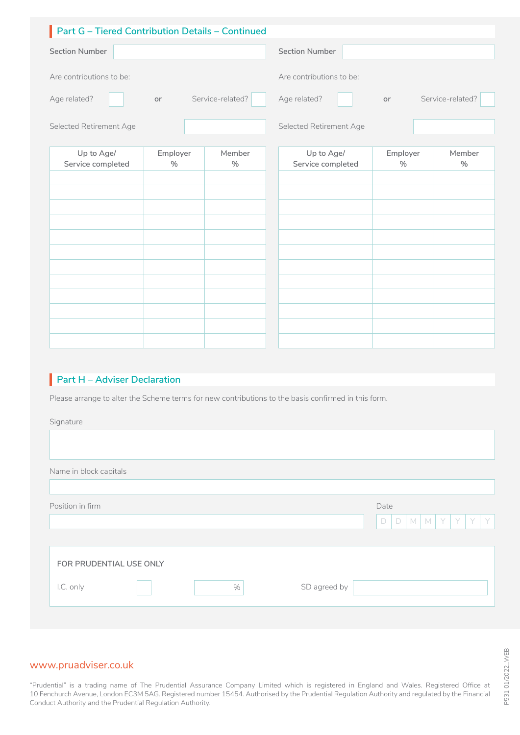## Part G – Tiered Contribution Details – Continued

Section Number

Are contributions to be:

Age related? or Service-related?

Selected Retirement Age

| Up to Age/ Service completed | Employer % | Member % |
|---|---|---|
| | | |
| | | |
| | | |
| | | |
| | | |
| | | |
| | | |
| | | |
| | | |
| | | |
| | | |
| | | |

Section Number

Are contributions to be:

Age related? or Service-related?

Selected Retirement Age

| Up to Age/ Service completed | Employer % | Member % |
|---|---|---|
| | | |
| | | |
| | | |
| | | |
| | | |
| | | |
| | | |
| | | |
| | | |
| | | |
| | | |
| | | |

## Part H – Adviser Declaration

Please arrange to alter the Scheme terms for new contributions to the basis confirmed in this form.

Signature

Name in block capitals

Position in firm

Date D D M M Y Y Y Y

FOR PRUDENTIAL USE ONLY

I.C. only %

SD agreed by

www.pruadviser.co.uk

"Prudential" is a trading name of The Prudential Assurance Company Limited which is registered in England and Wales. Registered Office at 10 Fenchurch Avenue, London EC3M 5AG. Registered number 15454. Authorised by the Prudential Regulation Authority and regulated by the Financial Conduct Authority and the Prudential Regulation Authority.

P531 01/2022_WEB